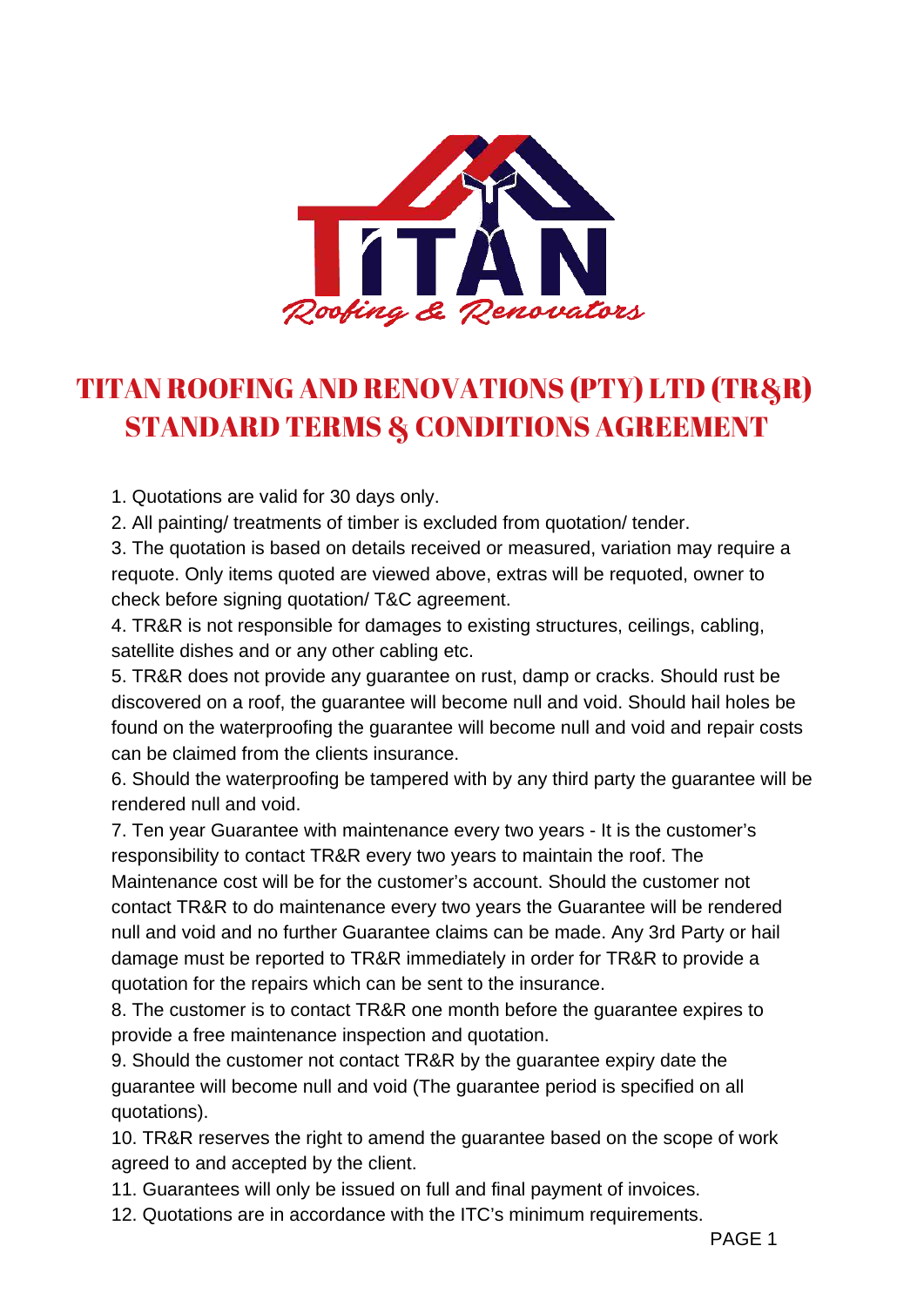# TITAN ROOFING AND RENOVATIONS (PTY) LTD (TR&R) STANDARD TERMS & CONDITIONS AGREEMENT

1. Quotations are valid for 30 days only.
2. All painting/ treatments of timber is excluded from quotation/ tender.
3. The quotation is based on details received or measured, variation may require a requote. Only items quoted are viewed above, extras will be requoted, owner to check before signing quotation/ T&C agreement.
4. TR&R is not responsible for damages to existing structures, ceilings, cabling, satellite dishes and or any other cabling etc.
5. TR&R does not provide any guarantee on rust, damp or cracks. Should rust be discovered on a roof, the guarantee will become null and void. Should hail holes be found on the waterproofing the guarantee will become null and void and repair costs can be claimed from the clients insurance.
6. Should the waterproofing be tampered with by any third party the guarantee will be rendered null and void.
7. Ten year Guarantee with maintenance every two years - It is the customer's responsibility to contact TR&R every two years to maintain the roof. The Maintenance cost will be for the customer's account. Should the customer not contact TR&R to do maintenance every two years the Guarantee will be rendered null and void and no further Guarantee claims can be made. Any 3rd Party or hail damage must be reported to TR&R immediately in order for TR&R to provide a quotation for the repairs which can be sent to the insurance.
8. The customer is to contact TR&R one month before the guarantee expires to provide a free maintenance inspection and quotation.
9. Should the customer not contact TR&R by the guarantee expiry date the guarantee will become null and void (The guarantee period is specified on all quotations).
10. TR&R reserves the right to amend the guarantee based on the scope of work agreed to and accepted by the client.
11. Guarantees will only be issued on full and final payment of invoices.
12. Quotations are in accordance with the ITC's minimum requirements.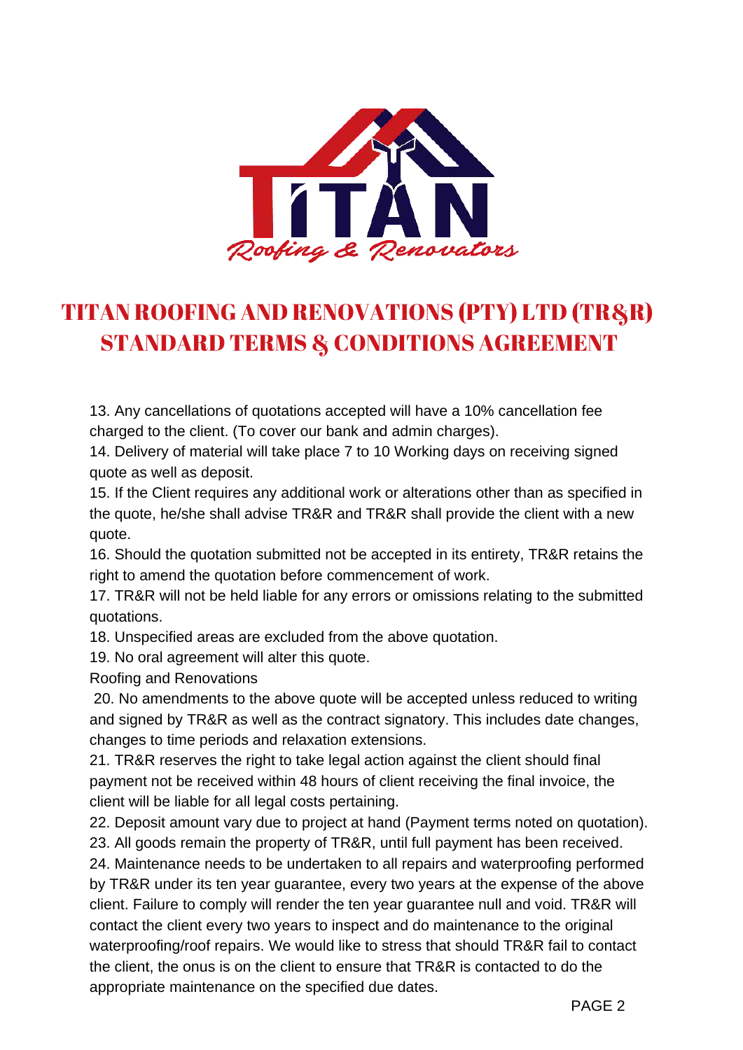# TITAN ROOFING AND RENOVATIONS (PTY) LTD (TR&R) STANDARD TERMS & CONDITIONS AGREEMENT

13. Any cancellations of quotations accepted will have a 10% cancellation fee charged to the client. (To cover our bank and admin charges).
14. Delivery of material will take place 7 to 10 Working days on receiving signed quote as well as deposit.
15. If the Client requires any additional work or alterations other than as specified in the quote, he/she shall advise TR&R and TR&R shall provide the client with a new quote.
16. Should the quotation submitted not be accepted in its entirety, TR&R retains the right to amend the quotation before commencement of work.
17. TR&R will not be held liable for any errors or omissions relating to the submitted quotations.
18. Unspecified areas are excluded from the above quotation.
19. No oral agreement will alter this quote.

Roofing and Renovations

20. No amendments to the above quote will be accepted unless reduced to writing and signed by TR&R as well as the contract signatory. This includes date changes, changes to time periods and relaxation extensions.
21. TR&R reserves the right to take legal action against the client should final payment not be received within 48 hours of client receiving the final invoice, the client will be liable for all legal costs pertaining.
22. Deposit amount vary due to project at hand (Payment terms noted on quotation).
23. All goods remain the property of TR&R, until full payment has been received.
24. Maintenance needs to be undertaken to all repairs and waterproofing performed by TR&R under its ten year guarantee, every two years at the expense of the above client. Failure to comply will render the ten year guarantee null and void. TR&R will contact the client every two years to inspect and do maintenance to the original waterproofing/roof repairs. We would like to stress that should TR&R fail to contact the client, the onus is on the client to ensure that TR&R is contacted to do the appropriate maintenance on the specified due dates.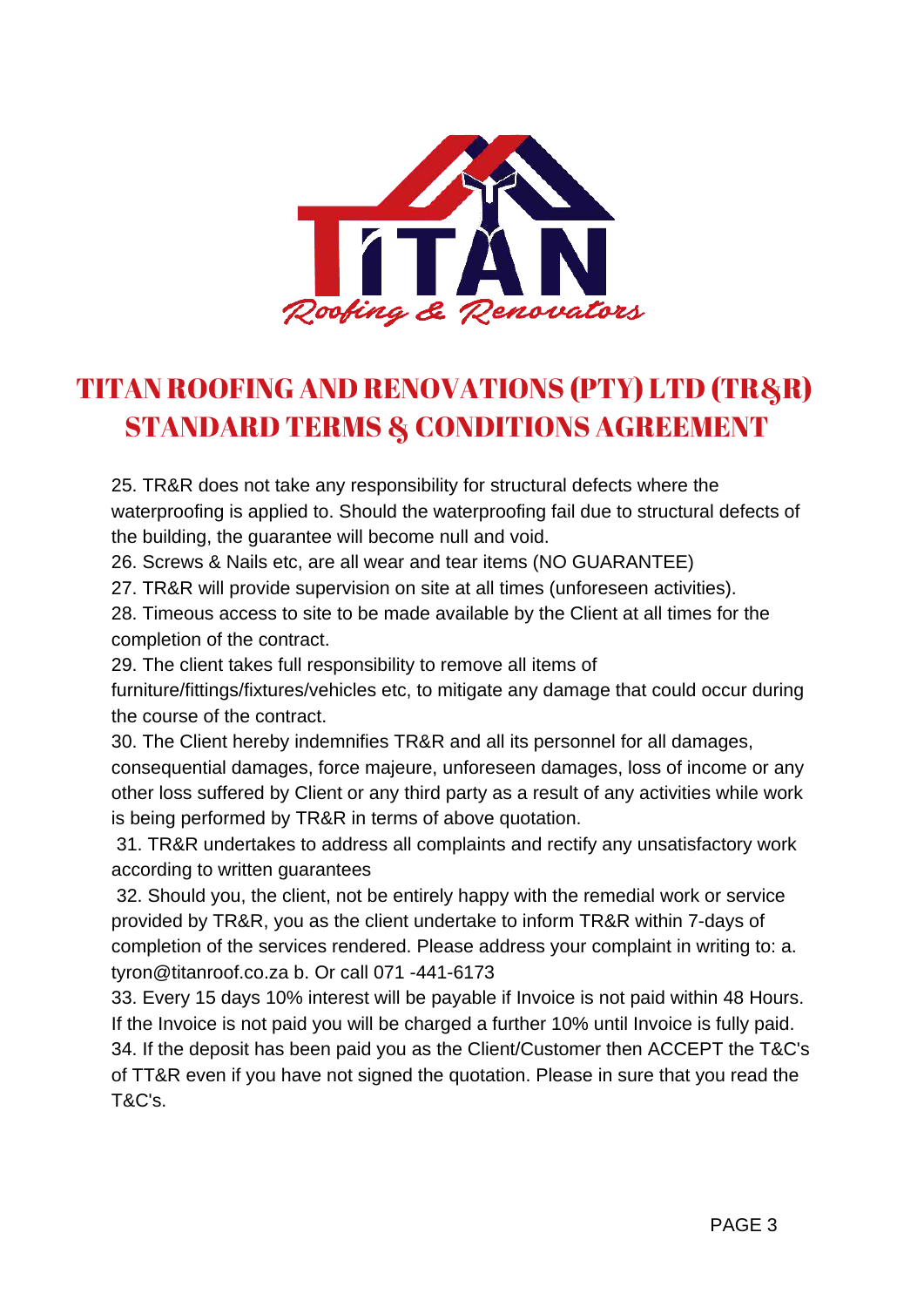# TITAN ROOFING AND RENOVATIONS (PTY) LTD (TR&R) STANDARD TERMS & CONDITIONS AGREEMENT

25. TR&R does not take any responsibility for structural defects where the waterproofing is applied to. Should the waterproofing fail due to structural defects of the building, the guarantee will become null and void.
26. Screws & Nails etc, are all wear and tear items (NO GUARANTEE)
27. TR&R will provide supervision on site at all times (unforeseen activities).
28. Timeous access to site to be made available by the Client at all times for the completion of the contract.
29. The client takes full responsibility to remove all items of furniture/fittings/fixtures/vehicles etc, to mitigate any damage that could occur during the course of the contract.
30. The Client hereby indemnifies TR&R and all its personnel for all damages, consequential damages, force majeure, unforeseen damages, loss of income or any other loss suffered by Client or any third party as a result of any activities while work is being performed by TR&R in terms of above quotation.
31. TR&R undertakes to address all complaints and rectify any unsatisfactory work according to written guarantees
32. Should you, the client, not be entirely happy with the remedial work or service provided by TR&R, you as the client undertake to inform TR&R within 7-days of completion of the services rendered. Please address your complaint in writing to: a. tyron@titanroof.co.za b. Or call 071 -441-6173
33. Every 15 days 10% interest will be payable if Invoice is not paid within 48 Hours. If the Invoice is not paid you will be charged a further 10% until Invoice is fully paid.
34. If the deposit has been paid you as the Client/Customer then ACCEPT the T&C's of TT&R even if you have not signed the quotation. Please in sure that you read the T&C's.